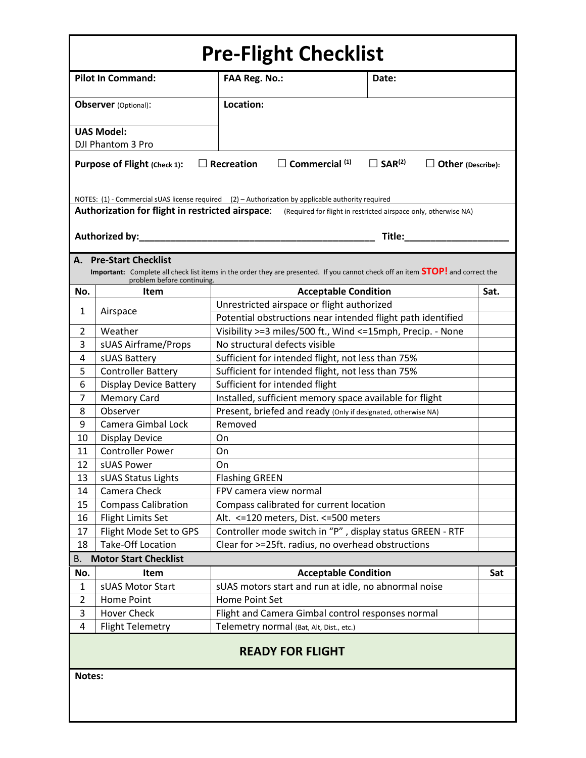# Pre-Flight Checklist

| Pilot In Command: | FAA Reg. No.: | Date: |
|---|---|---|
| Observer (Optional): | Location: | |
| UAS Model: DJI Phantom 3 Pro | | |

**Purpose of Flight** (Check 1): ☐ **Recreation** ☐ **Commercial** [(1)] ☐ **SAR**[(2)] ☐ **Other** (Describe):

NOTES: (1) - Commercial sUAS license required (2) – Authorization by applicable authority required

**Authorization for flight in restricted airspace**: (Required for flight in restricted airspace only, otherwise NA)

**Authorized by:**_____________________________________________ **Title:**____________________

## A. Pre-Start Checklist

**Important:** Complete all check list items in the order they are presented. If you cannot check off an item **STOP!** and correct the problem before continuing.

| No. | Item | Acceptable Condition | Sat. |
|---|---|---|---|
| 1 | Airspace | Unrestricted airspace or flight authorized | |
| | | Potential obstructions near intended flight path identified | |
| 2 | Weather | Visibility >=3 miles/500 ft., Wind <=15mph, Precip. - None | |
| 3 | sUAS Airframe/Props | No structural defects visible | |
| 4 | sUAS Battery | Sufficient for intended flight, not less than 75% | |
| 5 | Controller Battery | Sufficient for intended flight, not less than 75% | |
| 6 | Display Device Battery | Sufficient for intended flight | |
| 7 | Memory Card | Installed, sufficient memory space available for flight | |
| 8 | Observer | Present, briefed and ready (Only if designated, otherwise NA) | |
| 9 | Camera Gimbal Lock | Removed | |
| 10 | Display Device | On | |
| 11 | Controller Power | On | |
| 12 | sUAS Power | On | |
| 13 | sUAS Status Lights | Flashing GREEN | |
| 14 | Camera Check | FPV camera view normal | |
| 15 | Compass Calibration | Compass calibrated for current location | |
| 16 | Flight Limits Set | Alt. <=120 meters, Dist. <=500 meters | |
| 17 | Flight Mode Set to GPS | Controller mode switch in "P" , display status GREEN - RTF | |
| 18 | Take-Off Location | Clear for >=25ft. radius, no overhead obstructions | |

## B. Motor Start Checklist

| No. | Item | Acceptable Condition | Sat |
|---|---|---|---|
| 1 | sUAS Motor Start | sUAS motors start and run at idle, no abnormal noise | |
| 2 | Home Point | Home Point Set | |
| 3 | Hover Check | Flight and Camera Gimbal control responses normal | |
| 4 | Flight Telemetry | Telemetry normal (Bat, Alt, Dist., etc.) | |

**READY FOR FLIGHT**

**Notes:**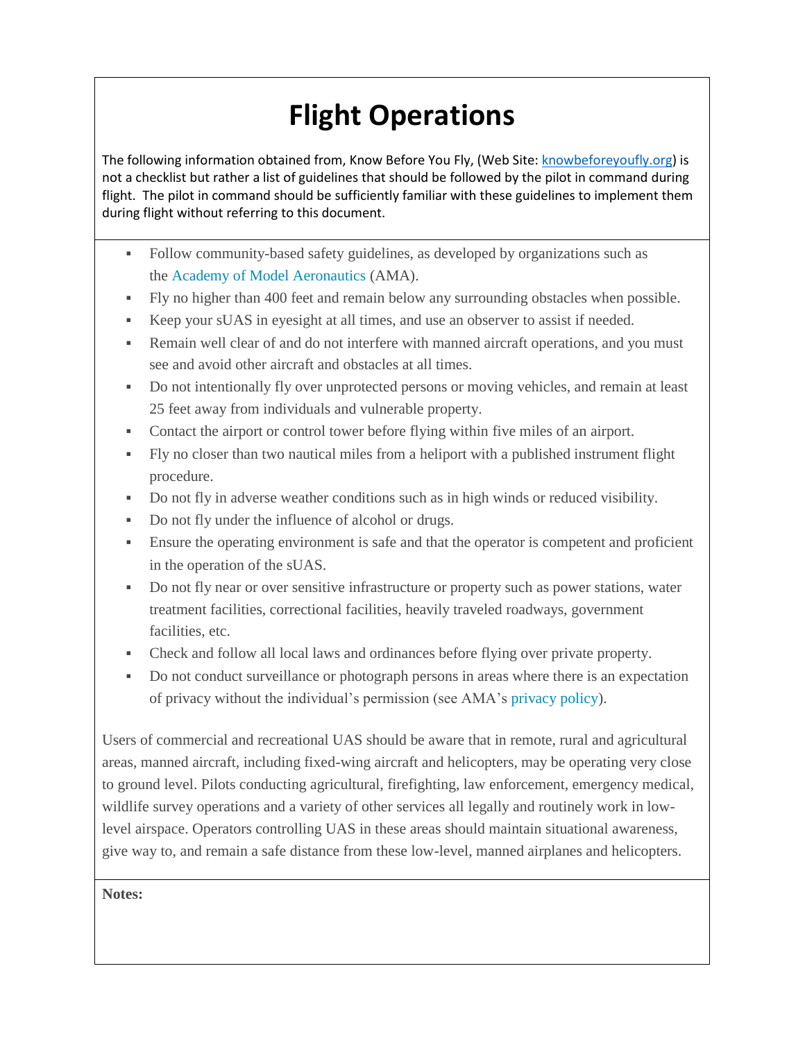# Flight Operations

The following information obtained from, Know Before You Fly, (Web Site: knowbeforeyoufly.org) is not a checklist but rather a list of guidelines that should be followed by the pilot in command during flight. The pilot in command should be sufficiently familiar with these guidelines to implement them during flight without referring to this document.

- Follow community-based safety guidelines, as developed by organizations such as the Academy of Model Aeronautics (AMA).
- Fly no higher than 400 feet and remain below any surrounding obstacles when possible.
- Keep your sUAS in eyesight at all times, and use an observer to assist if needed.
- Remain well clear of and do not interfere with manned aircraft operations, and you must see and avoid other aircraft and obstacles at all times.
- Do not intentionally fly over unprotected persons or moving vehicles, and remain at least 25 feet away from individuals and vulnerable property.
- Contact the airport or control tower before flying within five miles of an airport.
- Fly no closer than two nautical miles from a heliport with a published instrument flight procedure.
- Do not fly in adverse weather conditions such as in high winds or reduced visibility.
- Do not fly under the influence of alcohol or drugs.
- Ensure the operating environment is safe and that the operator is competent and proficient in the operation of the sUAS.
- Do not fly near or over sensitive infrastructure or property such as power stations, water treatment facilities, correctional facilities, heavily traveled roadways, government facilities, etc.
- Check and follow all local laws and ordinances before flying over private property.
- Do not conduct surveillance or photograph persons in areas where there is an expectation of privacy without the individual's permission (see AMA's privacy policy).

Users of commercial and recreational UAS should be aware that in remote, rural and agricultural areas, manned aircraft, including fixed-wing aircraft and helicopters, may be operating very close to ground level. Pilots conducting agricultural, firefighting, law enforcement, emergency medical, wildlife survey operations and a variety of other services all legally and routinely work in low-level airspace. Operators controlling UAS in these areas should maintain situational awareness, give way to, and remain a safe distance from these low-level, manned airplanes and helicopters.

**Notes:**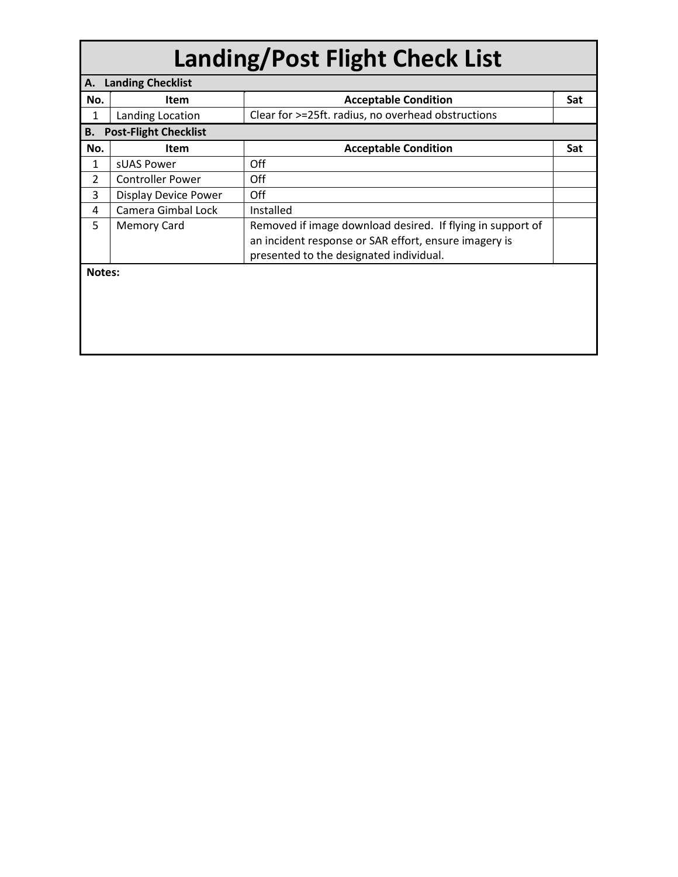# Landing/Post Flight Check List

## A. Landing Checklist

| No. | Item | Acceptable Condition | Sat |
|---|---|---|---|
| 1 | Landing Location | Clear for >=25ft. radius, no overhead obstructions | |

## B. Post-Flight Checklist

| No. | Item | Acceptable Condition | Sat |
|---|---|---|---|
| 1 | sUAS Power | Off | |
| 2 | Controller Power | Off | |
| 3 | Display Device Power | Off | |
| 4 | Camera Gimbal Lock | Installed | |
| 5 | Memory Card | Removed if image download desired. If flying in support of an incident response or SAR effort, ensure imagery is presented to the designated individual. | |

**Notes:**